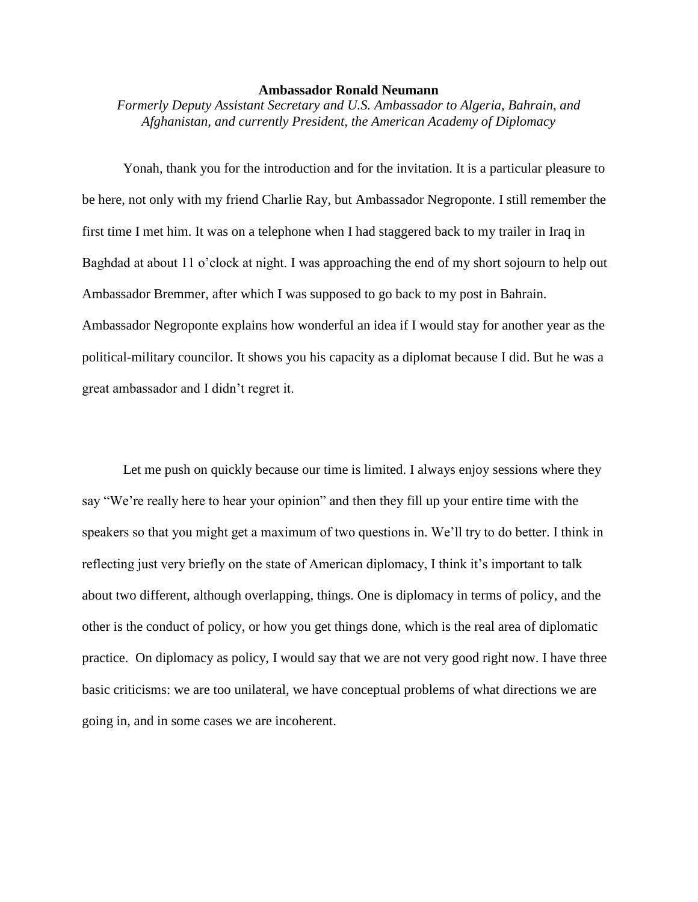**Ambassador Ronald Neumann**

*Formerly Deputy Assistant Secretary and U.S. Ambassador to Algeria, Bahrain, and Afghanistan, and currently President, the American Academy of Diplomacy*

Yonah, thank you for the introduction and for the invitation. It is a particular pleasure to be here, not only with my friend Charlie Ray, but Ambassador Negroponte. I still remember the first time I met him. It was on a telephone when I had staggered back to my trailer in Iraq in Baghdad at about 11 o'clock at night. I was approaching the end of my short sojourn to help out Ambassador Bremmer, after which I was supposed to go back to my post in Bahrain. Ambassador Negroponte explains how wonderful an idea if I would stay for another year as the political-military councilor. It shows you his capacity as a diplomat because I did. But he was a great ambassador and I didn't regret it.

Let me push on quickly because our time is limited. I always enjoy sessions where they say "We're really here to hear your opinion" and then they fill up your entire time with the speakers so that you might get a maximum of two questions in. We'll try to do better. I think in reflecting just very briefly on the state of American diplomacy, I think it's important to talk about two different, although overlapping, things. One is diplomacy in terms of policy, and the other is the conduct of policy, or how you get things done, which is the real area of diplomatic practice. On diplomacy as policy, I would say that we are not very good right now. I have three basic criticisms: we are too unilateral, we have conceptual problems of what directions we are going in, and in some cases we are incoherent.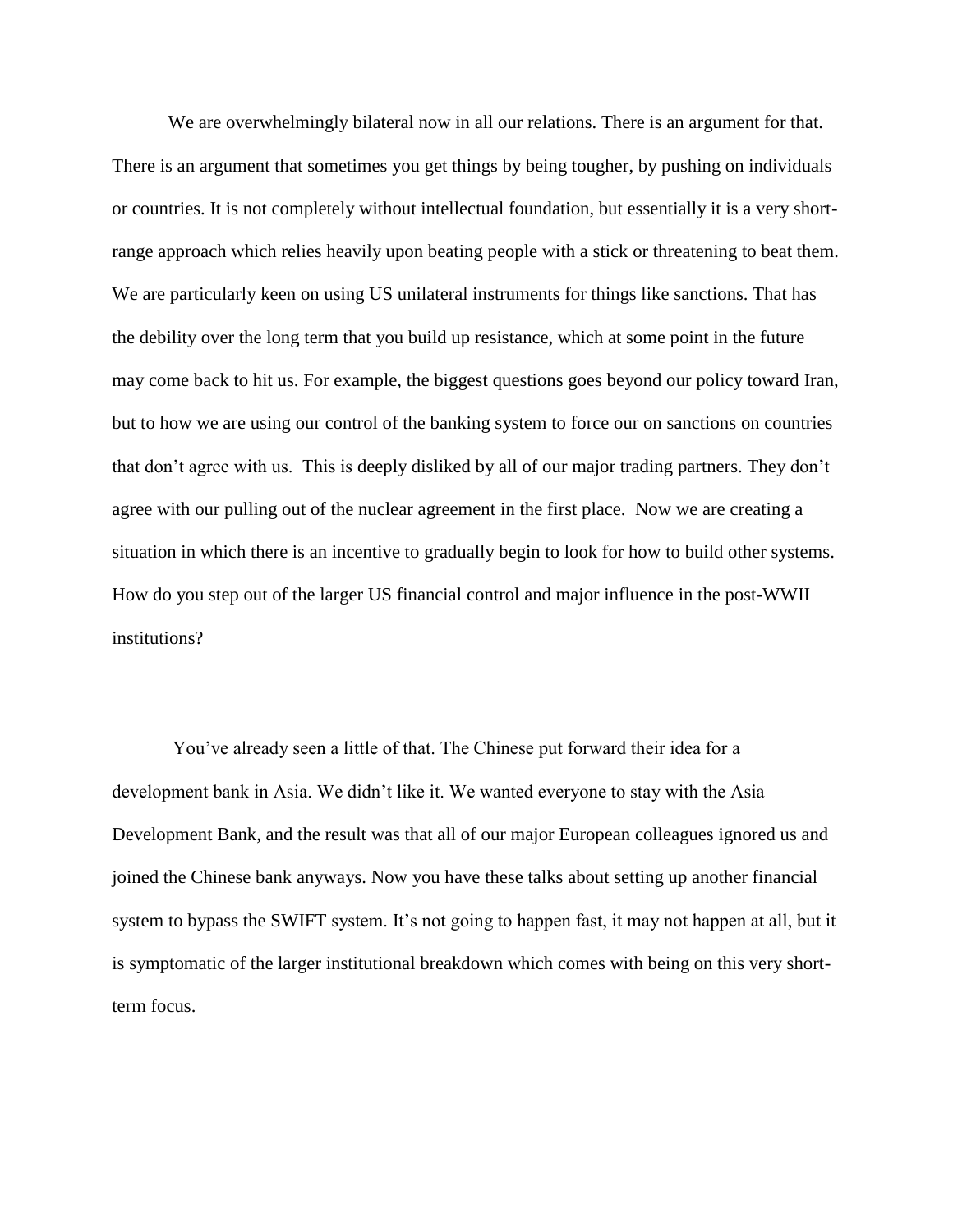We are overwhelmingly bilateral now in all our relations. There is an argument for that. There is an argument that sometimes you get things by being tougher, by pushing on individuals or countries. It is not completely without intellectual foundation, but essentially it is a very short-range approach which relies heavily upon beating people with a stick or threatening to beat them. We are particularly keen on using US unilateral instruments for things like sanctions. That has the debility over the long term that you build up resistance, which at some point in the future may come back to hit us. For example, the biggest questions goes beyond our policy toward Iran, but to how we are using our control of the banking system to force our on sanctions on countries that don't agree with us. This is deeply disliked by all of our major trading partners. They don't agree with our pulling out of the nuclear agreement in the first place. Now we are creating a situation in which there is an incentive to gradually begin to look for how to build other systems. How do you step out of the larger US financial control and major influence in the post-WWII institutions?

You've already seen a little of that. The Chinese put forward their idea for a development bank in Asia. We didn't like it. We wanted everyone to stay with the Asia Development Bank, and the result was that all of our major European colleagues ignored us and joined the Chinese bank anyways. Now you have these talks about setting up another financial system to bypass the SWIFT system. It's not going to happen fast, it may not happen at all, but it is symptomatic of the larger institutional breakdown which comes with being on this very short-term focus.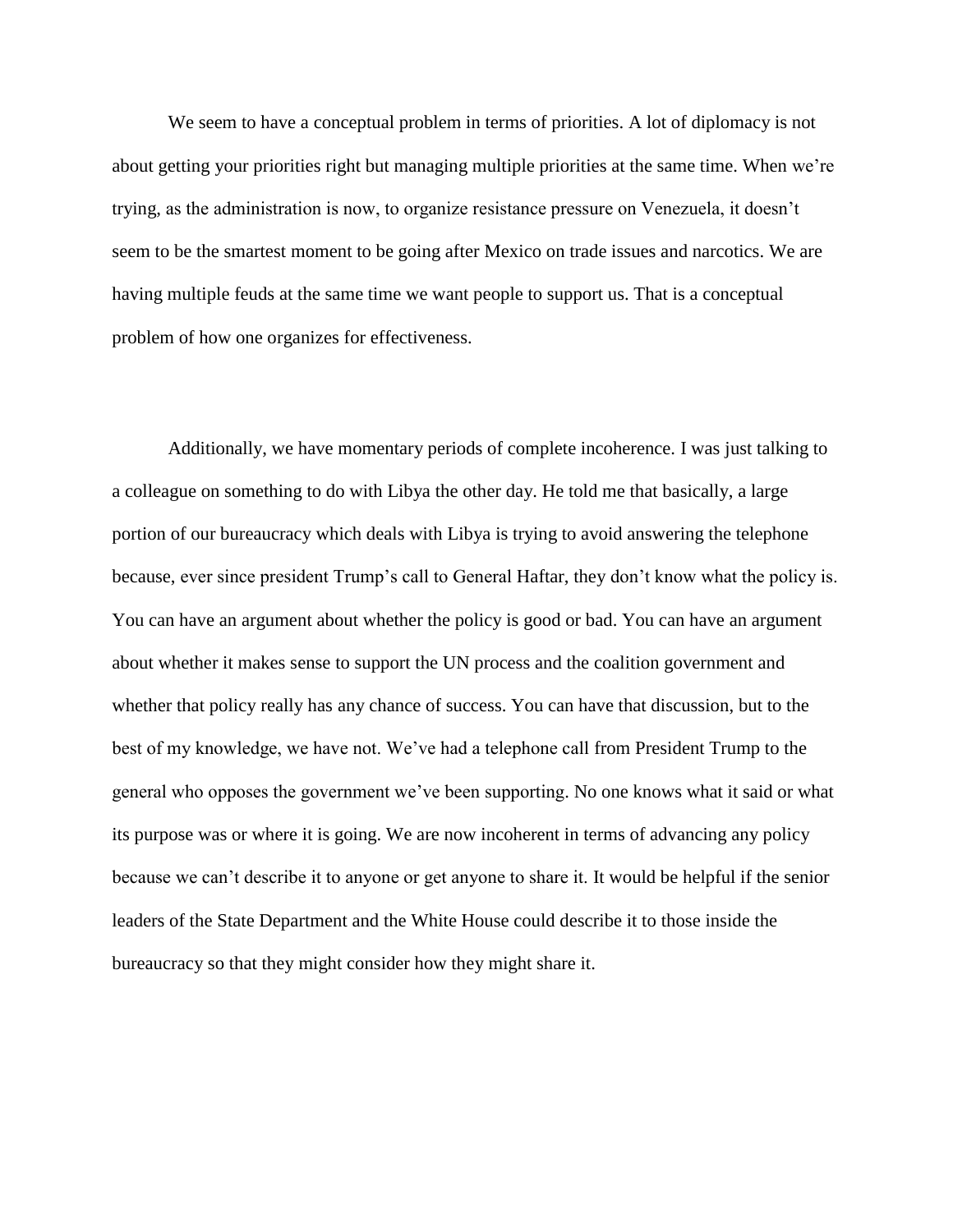We seem to have a conceptual problem in terms of priorities. A lot of diplomacy is not about getting your priorities right but managing multiple priorities at the same time. When we're trying, as the administration is now, to organize resistance pressure on Venezuela, it doesn't seem to be the smartest moment to be going after Mexico on trade issues and narcotics. We are having multiple feuds at the same time we want people to support us. That is a conceptual problem of how one organizes for effectiveness.

Additionally, we have momentary periods of complete incoherence. I was just talking to a colleague on something to do with Libya the other day. He told me that basically, a large portion of our bureaucracy which deals with Libya is trying to avoid answering the telephone because, ever since president Trump's call to General Haftar, they don't know what the policy is. You can have an argument about whether the policy is good or bad. You can have an argument about whether it makes sense to support the UN process and the coalition government and whether that policy really has any chance of success. You can have that discussion, but to the best of my knowledge, we have not. We've had a telephone call from President Trump to the general who opposes the government we've been supporting. No one knows what it said or what its purpose was or where it is going. We are now incoherent in terms of advancing any policy because we can't describe it to anyone or get anyone to share it. It would be helpful if the senior leaders of the State Department and the White House could describe it to those inside the bureaucracy so that they might consider how they might share it.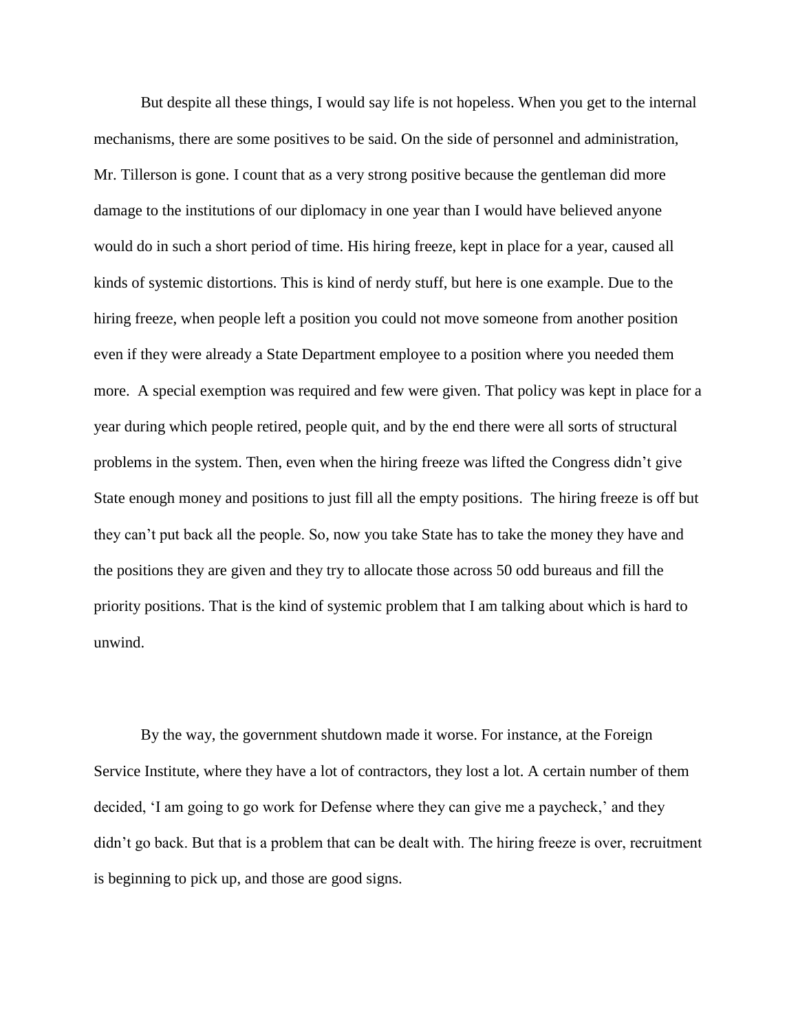But despite all these things, I would say life is not hopeless. When you get to the internal mechanisms, there are some positives to be said. On the side of personnel and administration, Mr. Tillerson is gone. I count that as a very strong positive because the gentleman did more damage to the institutions of our diplomacy in one year than I would have believed anyone would do in such a short period of time. His hiring freeze, kept in place for a year, caused all kinds of systemic distortions. This is kind of nerdy stuff, but here is one example. Due to the hiring freeze, when people left a position you could not move someone from another position even if they were already a State Department employee to a position where you needed them more. A special exemption was required and few were given. That policy was kept in place for a year during which people retired, people quit, and by the end there were all sorts of structural problems in the system. Then, even when the hiring freeze was lifted the Congress didn't give State enough money and positions to just fill all the empty positions. The hiring freeze is off but they can't put back all the people. So, now you take State has to take the money they have and the positions they are given and they try to allocate those across 50 odd bureaus and fill the priority positions. That is the kind of systemic problem that I am talking about which is hard to unwind.

By the way, the government shutdown made it worse. For instance, at the Foreign Service Institute, where they have a lot of contractors, they lost a lot. A certain number of them decided, 'I am going to go work for Defense where they can give me a paycheck,' and they didn't go back. But that is a problem that can be dealt with. The hiring freeze is over, recruitment is beginning to pick up, and those are good signs.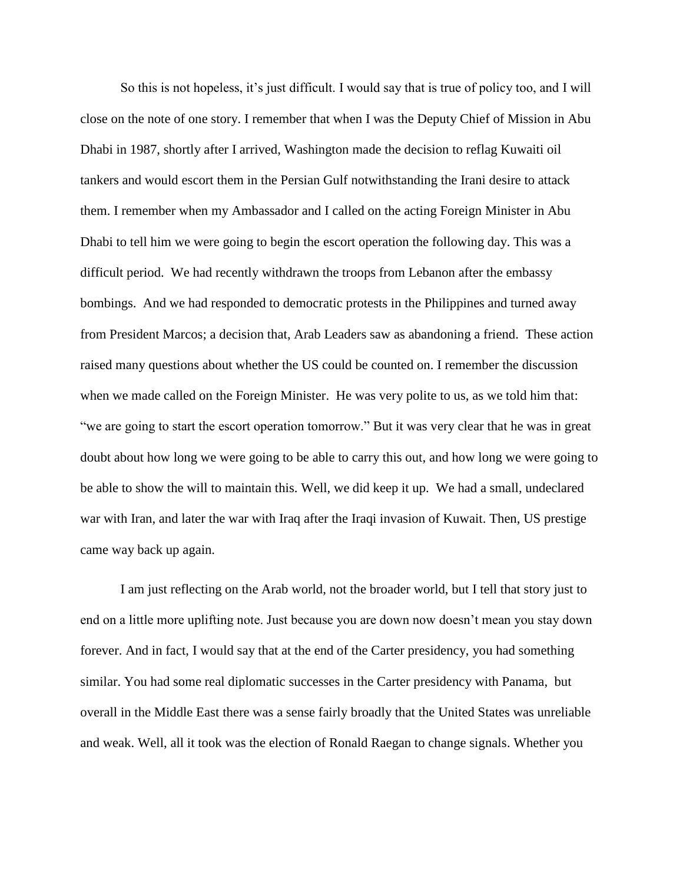So this is not hopeless, it's just difficult. I would say that is true of policy too, and I will close on the note of one story. I remember that when I was the Deputy Chief of Mission in Abu Dhabi in 1987, shortly after I arrived, Washington made the decision to reflag Kuwaiti oil tankers and would escort them in the Persian Gulf notwithstanding the Irani desire to attack them. I remember when my Ambassador and I called on the acting Foreign Minister in Abu Dhabi to tell him we were going to begin the escort operation the following day. This was a difficult period. We had recently withdrawn the troops from Lebanon after the embassy bombings. And we had responded to democratic protests in the Philippines and turned away from President Marcos; a decision that, Arab Leaders saw as abandoning a friend. These action raised many questions about whether the US could be counted on. I remember the discussion when we made called on the Foreign Minister. He was very polite to us, as we told him that: "we are going to start the escort operation tomorrow." But it was very clear that he was in great doubt about how long we were going to be able to carry this out, and how long we were going to be able to show the will to maintain this. Well, we did keep it up. We had a small, undeclared war with Iran, and later the war with Iraq after the Iraqi invasion of Kuwait. Then, US prestige came way back up again.

I am just reflecting on the Arab world, not the broader world, but I tell that story just to end on a little more uplifting note. Just because you are down now doesn't mean you stay down forever. And in fact, I would say that at the end of the Carter presidency, you had something similar. You had some real diplomatic successes in the Carter presidency with Panama, but overall in the Middle East there was a sense fairly broadly that the United States was unreliable and weak. Well, all it took was the election of Ronald Raegan to change signals. Whether you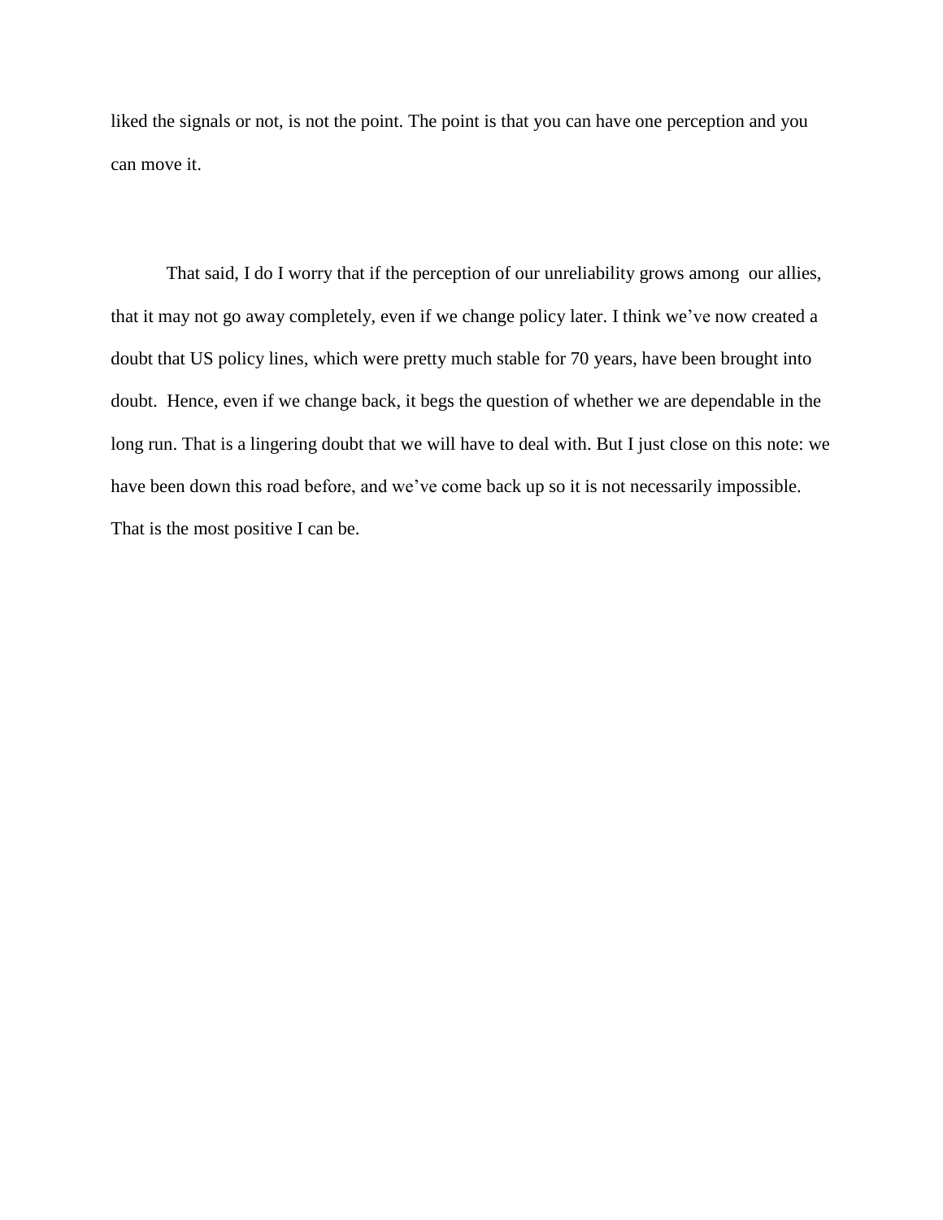liked the signals or not, is not the point. The point is that you can have one perception and you can move it.

That said, I do I worry that if the perception of our unreliability grows among our allies, that it may not go away completely, even if we change policy later. I think we've now created a doubt that US policy lines, which were pretty much stable for 70 years, have been brought into doubt. Hence, even if we change back, it begs the question of whether we are dependable in the long run. That is a lingering doubt that we will have to deal with. But I just close on this note: we have been down this road before, and we've come back up so it is not necessarily impossible. That is the most positive I can be.